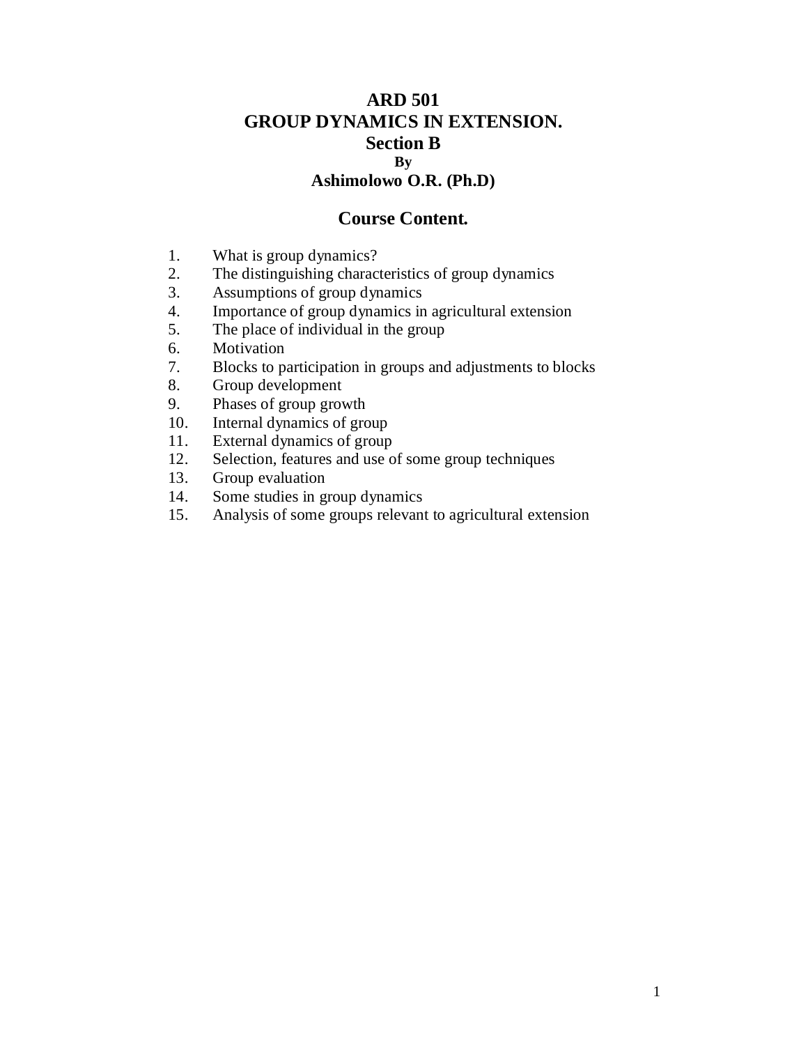# ARD 501

# GROUP DYNAMICS IN EXTENSION.

## Section B

**By**

**Ashimolowo O.R. (Ph.D)**

## Course Content.

1. What is group dynamics?
2. The distinguishing characteristics of group dynamics
3. Assumptions of group dynamics
4. Importance of group dynamics in agricultural extension
5. The place of individual in the group
6. Motivation
7. Blocks to participation in groups and adjustments to blocks
8. Group development
9. Phases of group growth
10. Internal dynamics of group
11. External dynamics of group
12. Selection, features and use of some group techniques
13. Group evaluation
14. Some studies in group dynamics
15. Analysis of some groups relevant to agricultural extension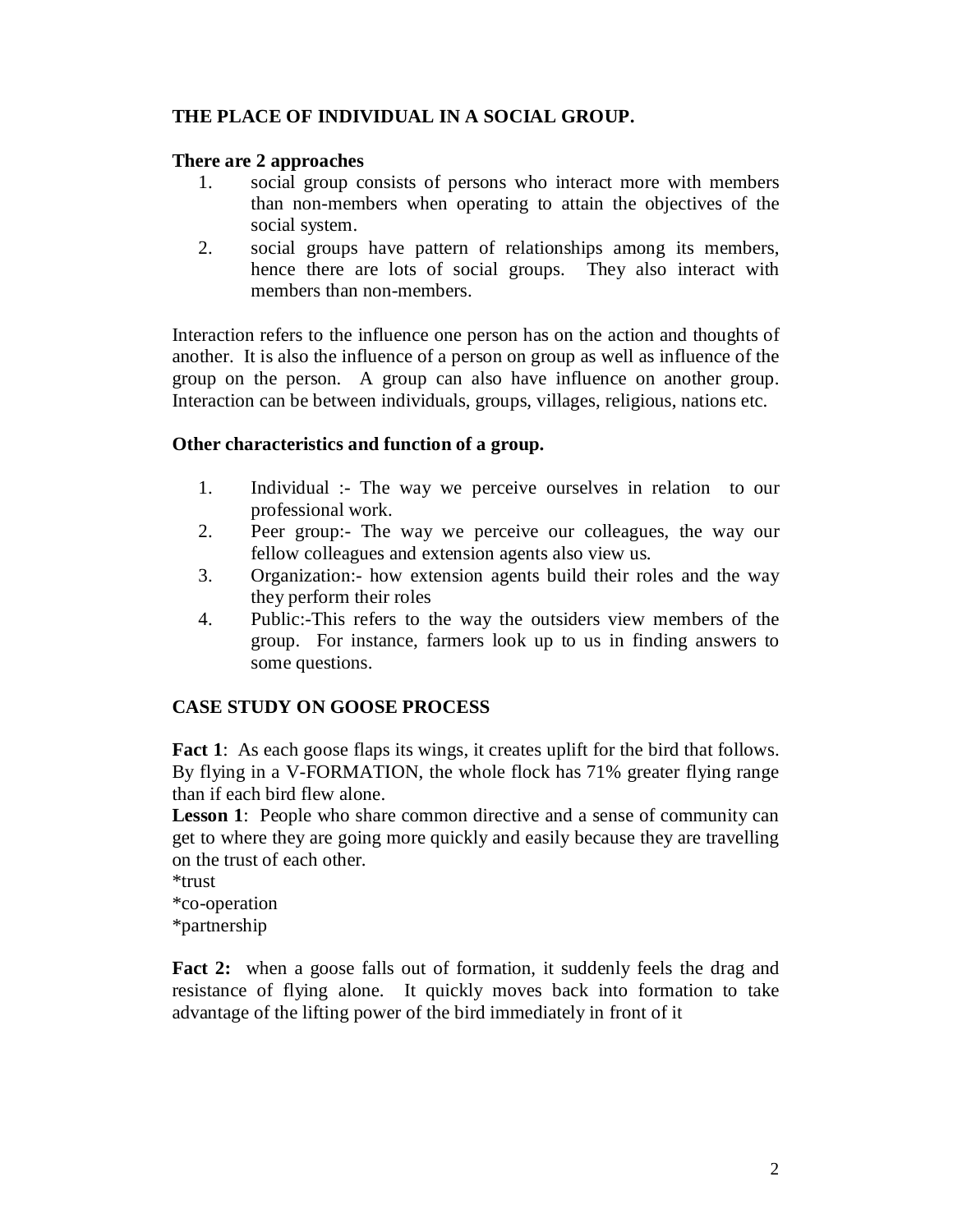**THE PLACE OF INDIVIDUAL IN A SOCIAL GROUP.**

**There are 2 approaches**

1. social group consists of persons who interact more with members than non-members when operating to attain the objectives of the social system.
2. social groups have pattern of relationships among its members, hence there are lots of social groups. They also interact with members than non-members.

Interaction refers to the influence one person has on the action and thoughts of another. It is also the influence of a person on group as well as influence of the group on the person. A group can also have influence on another group. Interaction can be between individuals, groups, villages, religious, nations etc.

**Other characteristics and function of a group.**

1. Individual :- The way we perceive ourselves in relation to our professional work.
2. Peer group:- The way we perceive our colleagues, the way our fellow colleagues and extension agents also view us.
3. Organization:- how extension agents build their roles and the way they perform their roles
4. Public:-This refers to the way the outsiders view members of the group. For instance, farmers look up to us in finding answers to some questions.

**CASE STUDY ON GOOSE PROCESS**

**Fact 1**: As each goose flaps its wings, it creates uplift for the bird that follows. By flying in a V-FORMATION, the whole flock has 71% greater flying range than if each bird flew alone.

**Lesson 1**: People who share common directive and a sense of community can get to where they are going more quickly and easily because they are travelling on the trust of each other.

*trust
*co-operation
*partnership

**Fact 2:** when a goose falls out of formation, it suddenly feels the drag and resistance of flying alone. It quickly moves back into formation to take advantage of the lifting power of the bird immediately in front of it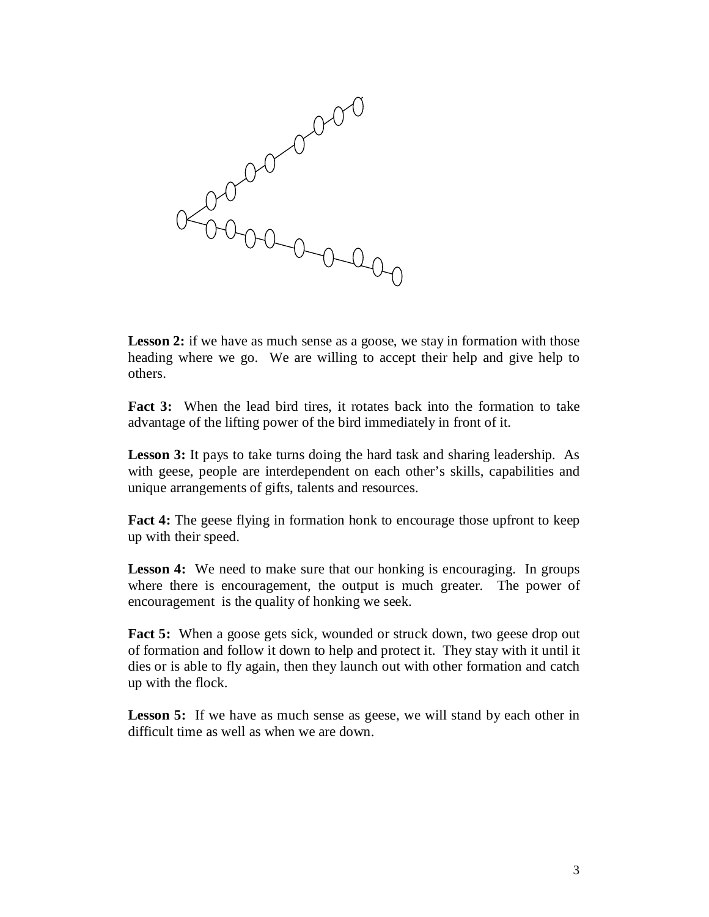**Lesson 2:** if we have as much sense as a goose, we stay in formation with those heading where we go. We are willing to accept their help and give help to others.

**Fact 3:** When the lead bird tires, it rotates back into the formation to take advantage of the lifting power of the bird immediately in front of it.

**Lesson 3:** It pays to take turns doing the hard task and sharing leadership. As with geese, people are interdependent on each other's skills, capabilities and unique arrangements of gifts, talents and resources.

**Fact 4:** The geese flying in formation honk to encourage those upfront to keep up with their speed.

**Lesson 4:** We need to make sure that our honking is encouraging. In groups where there is encouragement, the output is much greater. The power of encouragement is the quality of honking we seek.

**Fact 5:** When a goose gets sick, wounded or struck down, two geese drop out of formation and follow it down to help and protect it. They stay with it until it dies or is able to fly again, then they launch out with other formation and catch up with the flock.

**Lesson 5:** If we have as much sense as geese, we will stand by each other in difficult time as well as when we are down.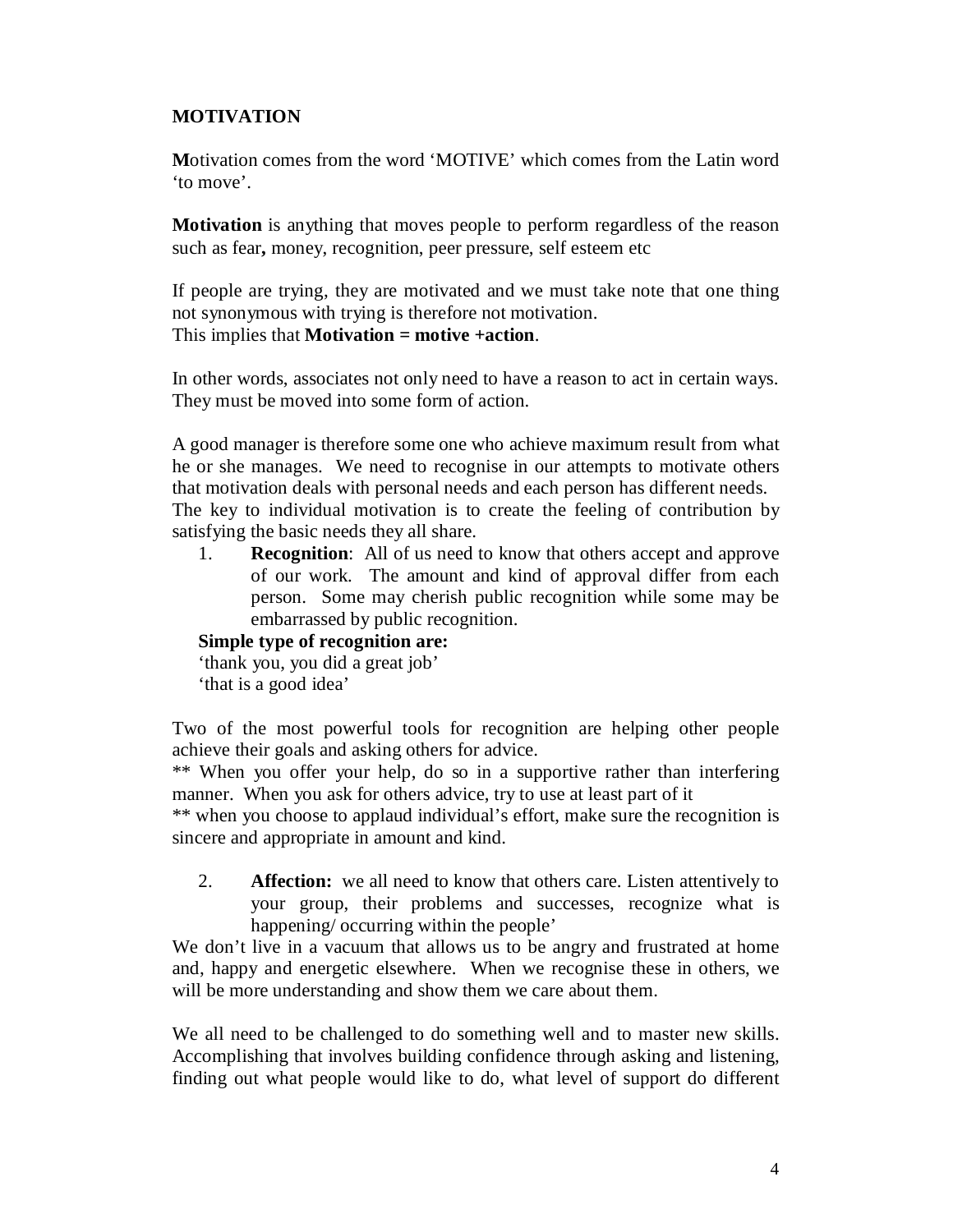## MOTIVATION

**M**otivation comes from the word 'MOTIVE' which comes from the Latin word 'to move'.

**Motivation** is anything that moves people to perform regardless of the reason such as fear**,** money, recognition, peer pressure, self esteem etc

If people are trying, they are motivated and we must take note that one thing not synonymous with trying is therefore not motivation.
This implies that **Motivation = motive +action**.

In other words, associates not only need to have a reason to act in certain ways. They must be moved into some form of action.

A good manager is therefore some one who achieve maximum result from what he or she manages. We need to recognise in our attempts to motivate others that motivation deals with personal needs and each person has different needs. The key to individual motivation is to create the feeling of contribution by satisfying the basic needs they all share.

1. **Recognition**: All of us need to know that others accept and approve of our work. The amount and kind of approval differ from each person. Some may cherish public recognition while some may be embarrassed by public recognition.

**Simple type of recognition are:**
'thank you, you did a great job'
'that is a good idea'

Two of the most powerful tools for recognition are helping other people achieve their goals and asking others for advice.
** When you offer your help, do so in a supportive rather than interfering manner. When you ask for others advice, try to use at least part of it
** when you choose to applaud individual's effort, make sure the recognition is sincere and appropriate in amount and kind.

2. **Affection:** we all need to know that others care. Listen attentively to your group, their problems and successes, recognize what is happening/ occurring within the people'

We don't live in a vacuum that allows us to be angry and frustrated at home and, happy and energetic elsewhere. When we recognise these in others, we will be more understanding and show them we care about them.

We all need to be challenged to do something well and to master new skills. Accomplishing that involves building confidence through asking and listening, finding out what people would like to do, what level of support do different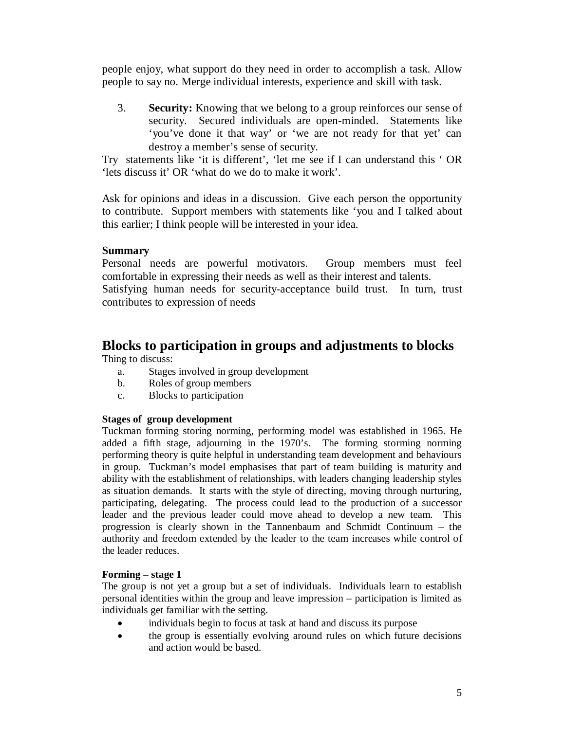people enjoy, what support do they need in order to accomplish a task. Allow people to say no. Merge individual interests, experience and skill with task.

3. **Security:** Knowing that we belong to a group reinforces our sense of security. Secured individuals are open-minded. Statements like 'you've done it that way' or 'we are not ready for that yet' can destroy a member's sense of security.

Try statements like 'it is different', 'let me see if I can understand this ' OR 'lets discuss it' OR 'what do we do to make it work'.

Ask for opinions and ideas in a discussion. Give each person the opportunity to contribute. Support members with statements like 'you and I talked about this earlier; I think people will be interested in your idea.

**Summary**

Personal needs are powerful motivators. Group members must feel comfortable in expressing their needs as well as their interest and talents.
Satisfying human needs for security-acceptance build trust. In turn, trust contributes to expression of needs

## Blocks to participation in groups and adjustments to blocks

Thing to discuss:

a. Stages involved in group development
b. Roles of group members
c. Blocks to participation

**Stages of group development**

Tuckman forming storing norming, performing model was established in 1965. He added a fifth stage, adjourning in the 1970's. The forming storming norming performing theory is quite helpful in understanding team development and behaviours in group. Tuckman's model emphasises that part of team building is maturity and ability with the establishment of relationships, with leaders changing leadership styles as situation demands. It starts with the style of directing, moving through nurturing, participating, delegating. The process could lead to the production of a successor leader and the previous leader could move ahead to develop a new team. This progression is clearly shown in the Tannenbaum and Schmidt Continuum – the authority and freedom extended by the leader to the team increases while control of the leader reduces.

**Forming – stage 1**

The group is not yet a group but a set of individuals. Individuals learn to establish personal identities within the group and leave impression – participation is limited as individuals get familiar with the setting.

- individuals begin to focus at task at hand and discuss its purpose
- the group is essentially evolving around rules on which future decisions and action would be based.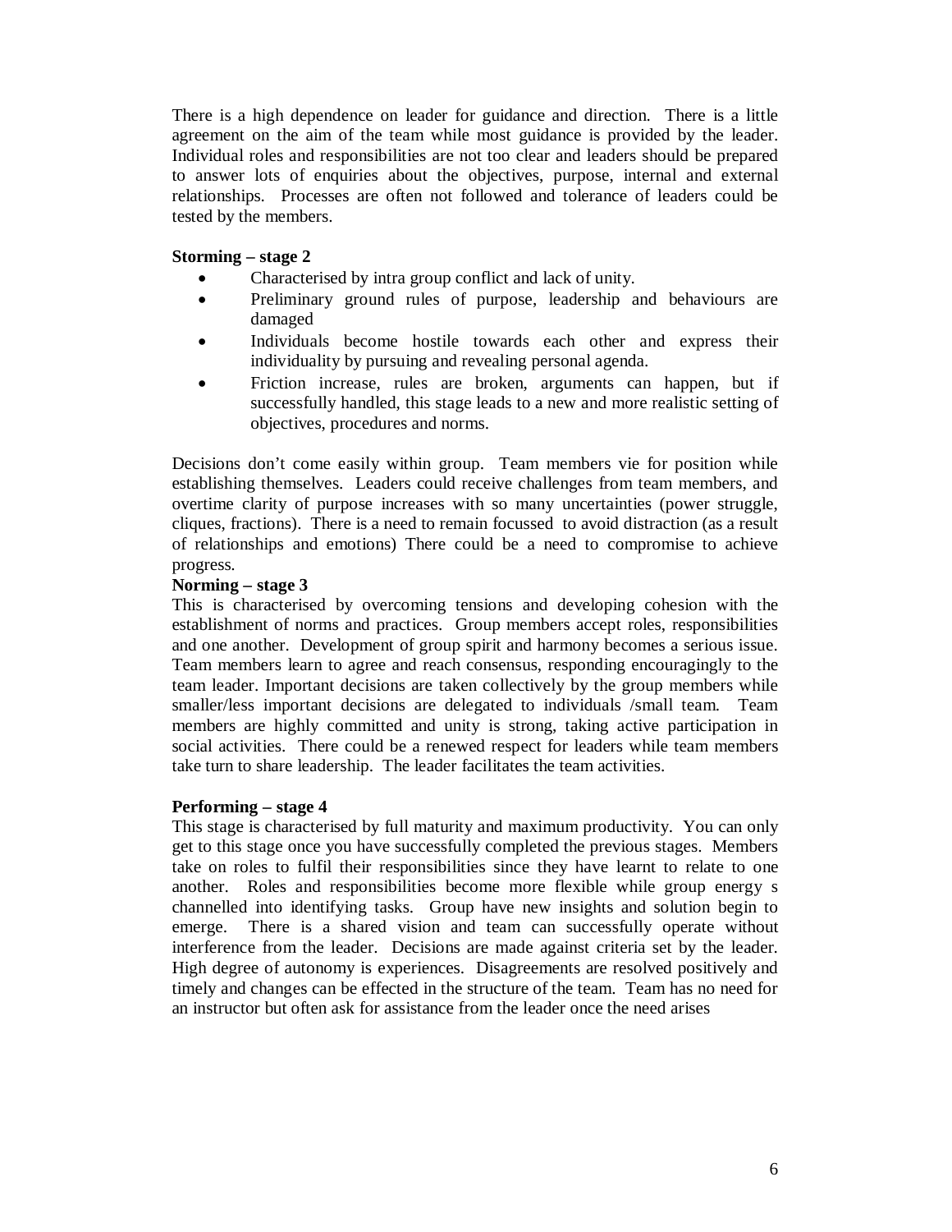There is a high dependence on leader for guidance and direction. There is a little agreement on the aim of the team while most guidance is provided by the leader. Individual roles and responsibilities are not too clear and leaders should be prepared to answer lots of enquiries about the objectives, purpose, internal and external relationships. Processes are often not followed and tolerance of leaders could be tested by the members.

**Storming – stage 2**

- Characterised by intra group conflict and lack of unity.
- Preliminary ground rules of purpose, leadership and behaviours are damaged
- Individuals become hostile towards each other and express their individuality by pursuing and revealing personal agenda.
- Friction increase, rules are broken, arguments can happen, but if successfully handled, this stage leads to a new and more realistic setting of objectives, procedures and norms.

Decisions don't come easily within group. Team members vie for position while establishing themselves. Leaders could receive challenges from team members, and overtime clarity of purpose increases with so many uncertainties (power struggle, cliques, fractions). There is a need to remain focussed to avoid distraction (as a result of relationships and emotions) There could be a need to compromise to achieve progress.

**Norming – stage 3**

This is characterised by overcoming tensions and developing cohesion with the establishment of norms and practices. Group members accept roles, responsibilities and one another. Development of group spirit and harmony becomes a serious issue. Team members learn to agree and reach consensus, responding encouragingly to the team leader. Important decisions are taken collectively by the group members while smaller/less important decisions are delegated to individuals /small team. Team members are highly committed and unity is strong, taking active participation in social activities. There could be a renewed respect for leaders while team members take turn to share leadership. The leader facilitates the team activities.

**Performing – stage 4**

This stage is characterised by full maturity and maximum productivity. You can only get to this stage once you have successfully completed the previous stages. Members take on roles to fulfil their responsibilities since they have learnt to relate to one another. Roles and responsibilities become more flexible while group energy s channelled into identifying tasks. Group have new insights and solution begin to emerge. There is a shared vision and team can successfully operate without interference from the leader. Decisions are made against criteria set by the leader. High degree of autonomy is experiences. Disagreements are resolved positively and timely and changes can be effected in the structure of the team. Team has no need for an instructor but often ask for assistance from the leader once the need arises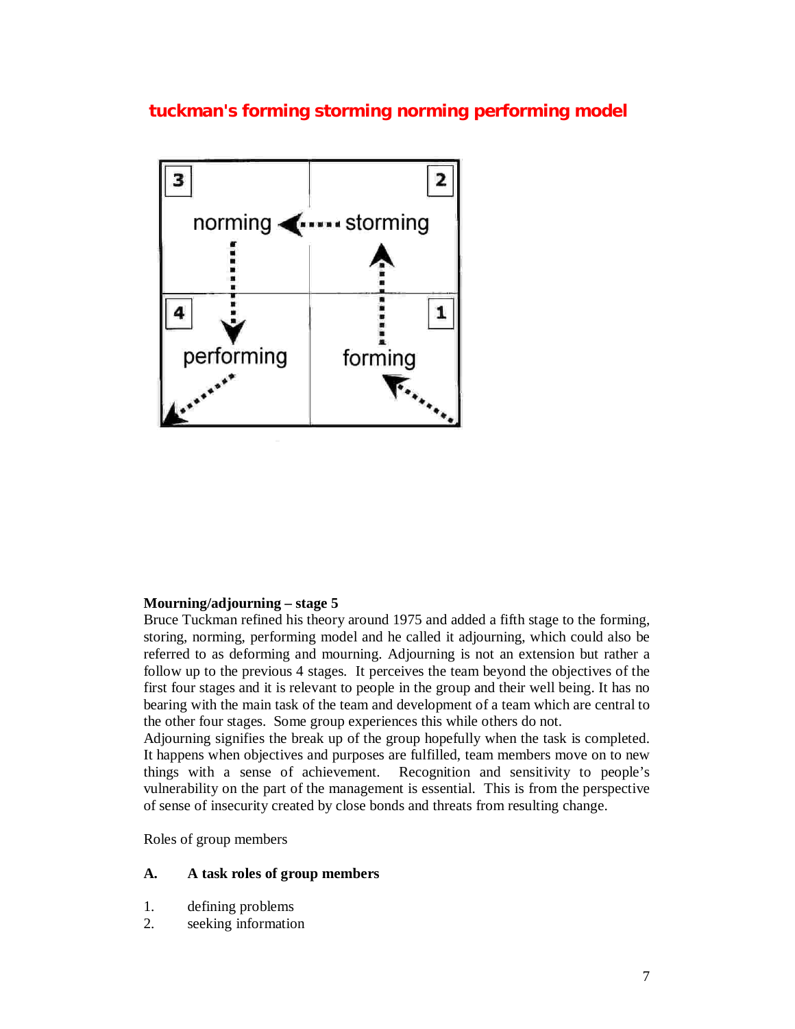## tuckman's forming storming norming performing model

**Mourning/adjourning – stage 5**

Bruce Tuckman refined his theory around 1975 and added a fifth stage to the forming, storing, norming, performing model and he called it adjourning, which could also be referred to as deforming and mourning. Adjourning is not an extension but rather a follow up to the previous 4 stages. It perceives the team beyond the objectives of the first four stages and it is relevant to people in the group and their well being. It has no bearing with the main task of the team and development of a team which are central to the other four stages. Some group experiences this while others do not.

Adjourning signifies the break up of the group hopefully when the task is completed. It happens when objectives and purposes are fulfilled, team members move on to new things with a sense of achievement. Recognition and sensitivity to people's vulnerability on the part of the management is essential. This is from the perspective of sense of insecurity created by close bonds and threats from resulting change.

Roles of group members

**A. A task roles of group members**

1. defining problems
2. seeking information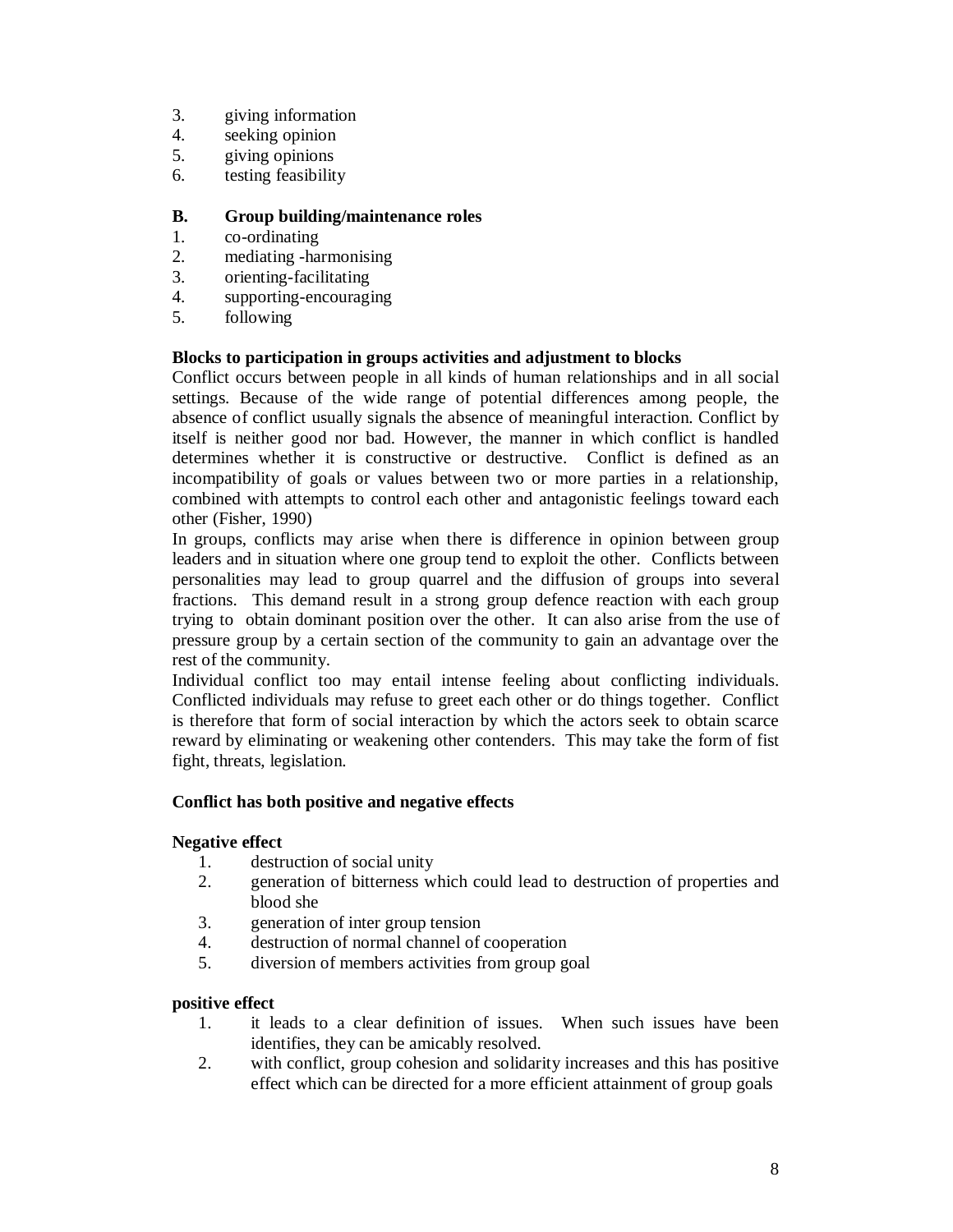3. giving information
4. seeking opinion
5. giving opinions
6. testing feasibility

**B. Group building/maintenance roles**

1. co-ordinating
2. mediating -harmonising
3. orienting-facilitating
4. supporting-encouraging
5. following

**Blocks to participation in groups activities and adjustment to blocks**

Conflict occurs between people in all kinds of human relationships and in all social settings. Because of the wide range of potential differences among people, the absence of conflict usually signals the absence of meaningful interaction. Conflict by itself is neither good nor bad. However, the manner in which conflict is handled determines whether it is constructive or destructive. Conflict is defined as an incompatibility of goals or values between two or more parties in a relationship, combined with attempts to control each other and antagonistic feelings toward each other (Fisher, 1990)

In groups, conflicts may arise when there is difference in opinion between group leaders and in situation where one group tend to exploit the other. Conflicts between personalities may lead to group quarrel and the diffusion of groups into several fractions. This demand result in a strong group defence reaction with each group trying to obtain dominant position over the other. It can also arise from the use of pressure group by a certain section of the community to gain an advantage over the rest of the community.

Individual conflict too may entail intense feeling about conflicting individuals. Conflicted individuals may refuse to greet each other or do things together. Conflict is therefore that form of social interaction by which the actors seek to obtain scarce reward by eliminating or weakening other contenders. This may take the form of fist fight, threats, legislation.

**Conflict has both positive and negative effects**

**Negative effect**

1. destruction of social unity
2. generation of bitterness which could lead to destruction of properties and blood she
3. generation of inter group tension
4. destruction of normal channel of cooperation
5. diversion of members activities from group goal

**positive effect**

1. it leads to a clear definition of issues. When such issues have been identifies, they can be amicably resolved.
2. with conflict, group cohesion and solidarity increases and this has positive effect which can be directed for a more efficient attainment of group goals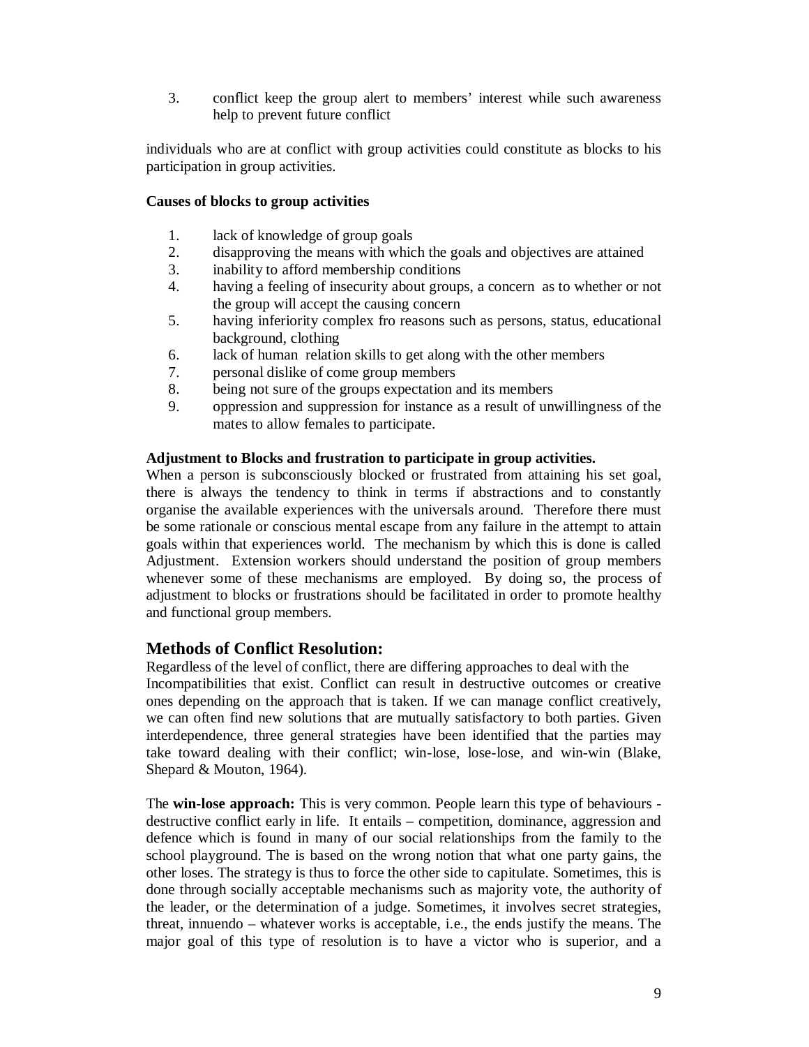3. conflict keep the group alert to members' interest while such awareness help to prevent future conflict

individuals who are at conflict with group activities could constitute as blocks to his participation in group activities.

**Causes of blocks to group activities**

1. lack of knowledge of group goals
2. disapproving the means with which the goals and objectives are attained
3. inability to afford membership conditions
4. having a feeling of insecurity about groups, a concern as to whether or not the group will accept the causing concern
5. having inferiority complex fro reasons such as persons, status, educational background, clothing
6. lack of human relation skills to get along with the other members
7. personal dislike of come group members
8. being not sure of the groups expectation and its members
9. oppression and suppression for instance as a result of unwillingness of the mates to allow females to participate.

**Adjustment to Blocks and frustration to participate in group activities.**

When a person is subconsciously blocked or frustrated from attaining his set goal, there is always the tendency to think in terms if abstractions and to constantly organise the available experiences with the universals around. Therefore there must be some rationale or conscious mental escape from any failure in the attempt to attain goals within that experiences world. The mechanism by which this is done is called Adjustment. Extension workers should understand the position of group members whenever some of these mechanisms are employed. By doing so, the process of adjustment to blocks or frustrations should be facilitated in order to promote healthy and functional group members.

## Methods of Conflict Resolution:

Regardless of the level of conflict, there are differing approaches to deal with the Incompatibilities that exist. Conflict can result in destructive outcomes or creative ones depending on the approach that is taken. If we can manage conflict creatively, we can often find new solutions that are mutually satisfactory to both parties. Given interdependence, three general strategies have been identified that the parties may take toward dealing with their conflict; win-lose, lose-lose, and win-win (Blake, Shepard & Mouton, 1964).

The **win-lose approach:** This is very common. People learn this type of behaviours - destructive conflict early in life. It entails – competition, dominance, aggression and defence which is found in many of our social relationships from the family to the school playground. The is based on the wrong notion that what one party gains, the other loses. The strategy is thus to force the other side to capitulate. Sometimes, this is done through socially acceptable mechanisms such as majority vote, the authority of the leader, or the determination of a judge. Sometimes, it involves secret strategies, threat, innuendo – whatever works is acceptable, i.e., the ends justify the means. The major goal of this type of resolution is to have a victor who is superior, and a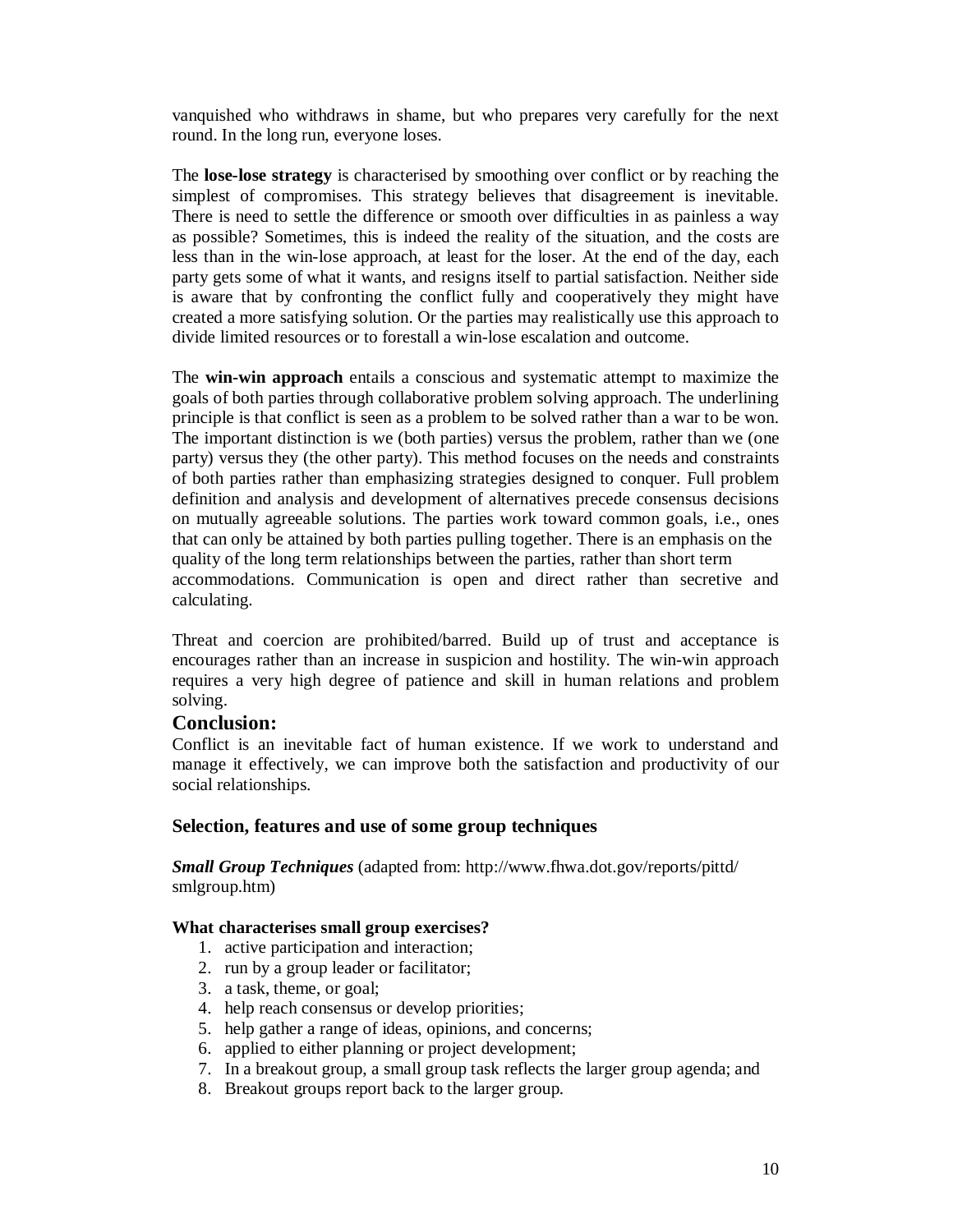vanquished who withdraws in shame, but who prepares very carefully for the next round. In the long run, everyone loses.

The **lose-lose strategy** is characterised by smoothing over conflict or by reaching the simplest of compromises. This strategy believes that disagreement is inevitable. There is need to settle the difference or smooth over difficulties in as painless a way as possible? Sometimes, this is indeed the reality of the situation, and the costs are less than in the win-lose approach, at least for the loser. At the end of the day, each party gets some of what it wants, and resigns itself to partial satisfaction. Neither side is aware that by confronting the conflict fully and cooperatively they might have created a more satisfying solution. Or the parties may realistically use this approach to divide limited resources or to forestall a win-lose escalation and outcome.

The **win-win approach** entails a conscious and systematic attempt to maximize the goals of both parties through collaborative problem solving approach. The underlining principle is that conflict is seen as a problem to be solved rather than a war to be won. The important distinction is we (both parties) versus the problem, rather than we (one party) versus they (the other party). This method focuses on the needs and constraints of both parties rather than emphasizing strategies designed to conquer. Full problem definition and analysis and development of alternatives precede consensus decisions on mutually agreeable solutions. The parties work toward common goals, i.e., ones that can only be attained by both parties pulling together. There is an emphasis on the quality of the long term relationships between the parties, rather than short term accommodations. Communication is open and direct rather than secretive and calculating.

Threat and coercion are prohibited/barred. Build up of trust and acceptance is encourages rather than an increase in suspicion and hostility. The win-win approach requires a very high degree of patience and skill in human relations and problem solving.

## Conclusion:

Conflict is an inevitable fact of human existence. If we work to understand and manage it effectively, we can improve both the satisfaction and productivity of our social relationships.

### Selection, features and use of some group techniques

***Small Group Techniques*** (adapted from: http://www.fhwa.dot.gov/reports/pittd/smlgroup.htm)

**What characterises small group exercises?**

1. active participation and interaction;
2. run by a group leader or facilitator;
3. a task, theme, or goal;
4. help reach consensus or develop priorities;
5. help gather a range of ideas, opinions, and concerns;
6. applied to either planning or project development;
7. In a breakout group, a small group task reflects the larger group agenda; and
8. Breakout groups report back to the larger group.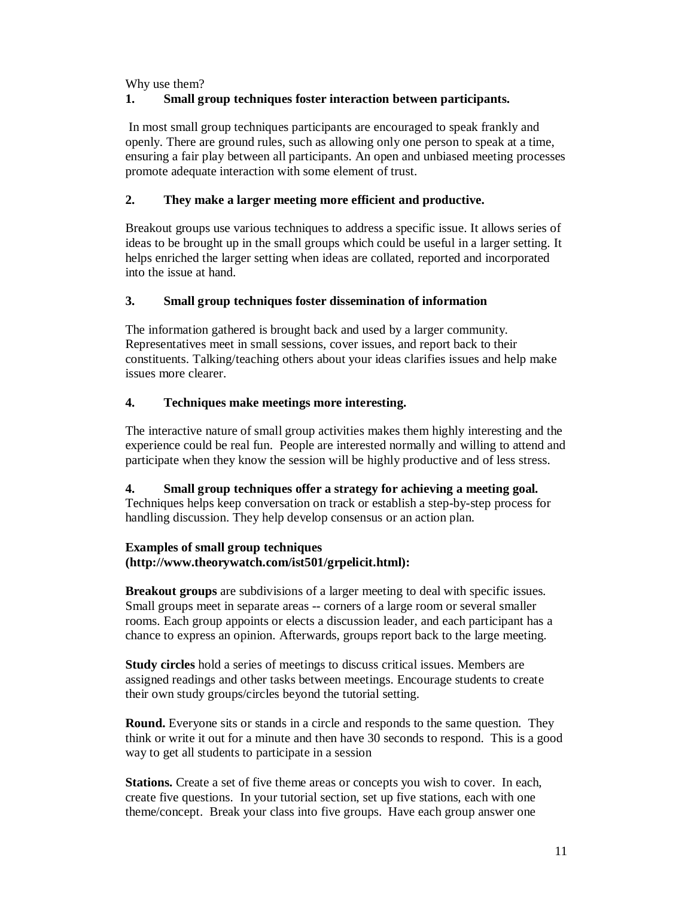Why use them?

**1. Small group techniques foster interaction between participants.**

In most small group techniques participants are encouraged to speak frankly and openly. There are ground rules, such as allowing only one person to speak at a time, ensuring a fair play between all participants. An open and unbiased meeting processes promote adequate interaction with some element of trust.

**2. They make a larger meeting more efficient and productive.**

Breakout groups use various techniques to address a specific issue. It allows series of ideas to be brought up in the small groups which could be useful in a larger setting. It helps enriched the larger setting when ideas are collated, reported and incorporated into the issue at hand.

**3. Small group techniques foster dissemination of information**

The information gathered is brought back and used by a larger community. Representatives meet in small sessions, cover issues, and report back to their constituents. Talking/teaching others about your ideas clarifies issues and help make issues more clearer.

**4. Techniques make meetings more interesting.**

The interactive nature of small group activities makes them highly interesting and the experience could be real fun. People are interested normally and willing to attend and participate when they know the session will be highly productive and of less stress.

**4. Small group techniques offer a strategy for achieving a meeting goal.**
Techniques helps keep conversation on track or establish a step-by-step process for handling discussion. They help develop consensus or an action plan.

**Examples of small group techniques (http://www.theorywatch.com/ist501/grpelicit.html):**

**Breakout groups** are subdivisions of a larger meeting to deal with specific issues. Small groups meet in separate areas -- corners of a large room or several smaller rooms. Each group appoints or elects a discussion leader, and each participant has a chance to express an opinion. Afterwards, groups report back to the large meeting.

**Study circles** hold a series of meetings to discuss critical issues. Members are assigned readings and other tasks between meetings. Encourage students to create their own study groups/circles beyond the tutorial setting.

**Round.** Everyone sits or stands in a circle and responds to the same question. They think or write it out for a minute and then have 30 seconds to respond. This is a good way to get all students to participate in a session

**Stations.** Create a set of five theme areas or concepts you wish to cover. In each, create five questions. In your tutorial section, set up five stations, each with one theme/concept. Break your class into five groups. Have each group answer one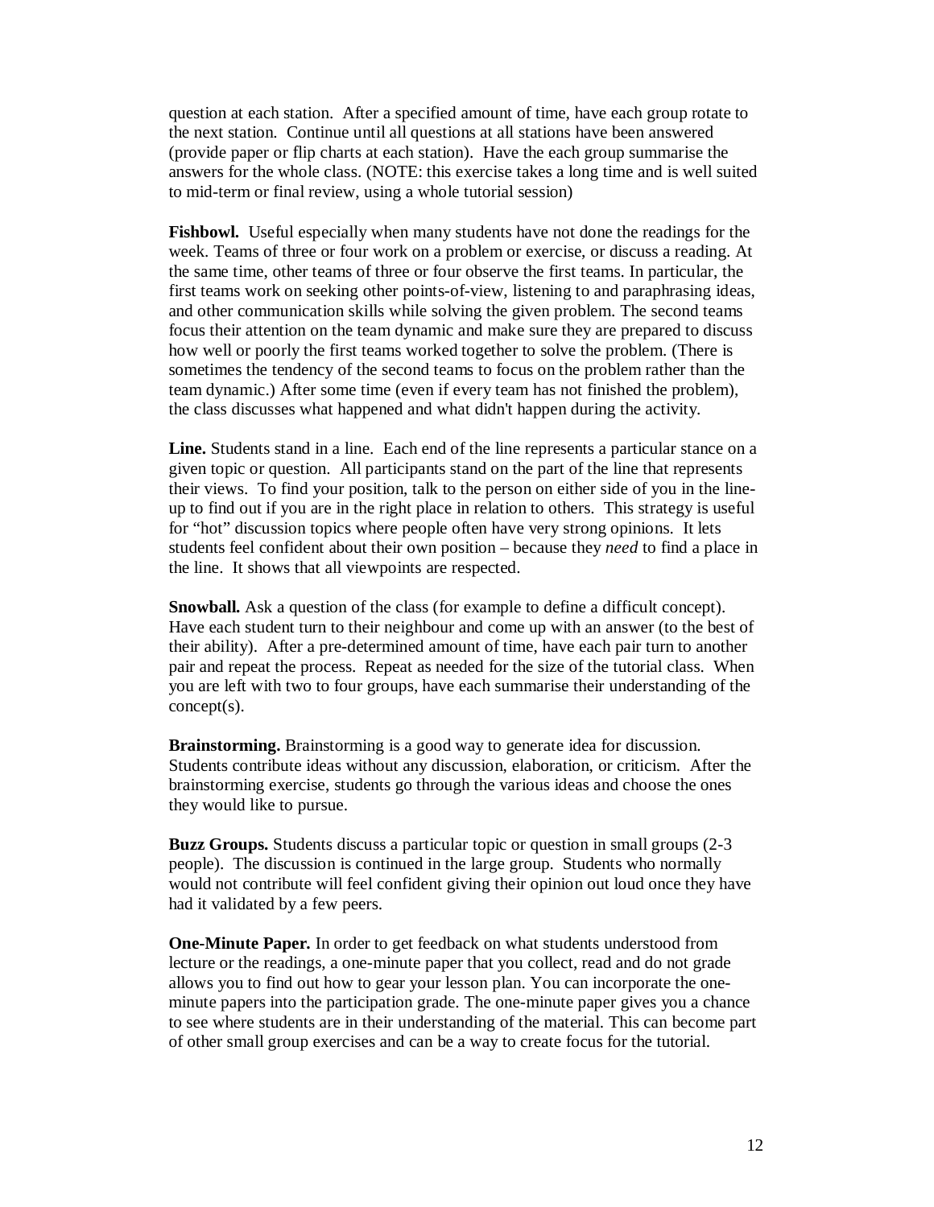question at each station. After a specified amount of time, have each group rotate to the next station. Continue until all questions at all stations have been answered (provide paper or flip charts at each station). Have the each group summarise the answers for the whole class. (NOTE: this exercise takes a long time and is well suited to mid-term or final review, using a whole tutorial session)

**Fishbowl.** Useful especially when many students have not done the readings for the week. Teams of three or four work on a problem or exercise, or discuss a reading. At the same time, other teams of three or four observe the first teams. In particular, the first teams work on seeking other points-of-view, listening to and paraphrasing ideas, and other communication skills while solving the given problem. The second teams focus their attention on the team dynamic and make sure they are prepared to discuss how well or poorly the first teams worked together to solve the problem. (There is sometimes the tendency of the second teams to focus on the problem rather than the team dynamic.) After some time (even if every team has not finished the problem), the class discusses what happened and what didn't happen during the activity.

**Line.** Students stand in a line. Each end of the line represents a particular stance on a given topic or question. All participants stand on the part of the line that represents their views. To find your position, talk to the person on either side of you in the line-up to find out if you are in the right place in relation to others. This strategy is useful for "hot" discussion topics where people often have very strong opinions. It lets students feel confident about their own position – because they *need* to find a place in the line. It shows that all viewpoints are respected.

**Snowball.** Ask a question of the class (for example to define a difficult concept). Have each student turn to their neighbour and come up with an answer (to the best of their ability). After a pre-determined amount of time, have each pair turn to another pair and repeat the process. Repeat as needed for the size of the tutorial class. When you are left with two to four groups, have each summarise their understanding of the concept(s).

**Brainstorming.** Brainstorming is a good way to generate idea for discussion. Students contribute ideas without any discussion, elaboration, or criticism. After the brainstorming exercise, students go through the various ideas and choose the ones they would like to pursue.

**Buzz Groups.** Students discuss a particular topic or question in small groups (2-3 people). The discussion is continued in the large group. Students who normally would not contribute will feel confident giving their opinion out loud once they have had it validated by a few peers.

**One-Minute Paper.** In order to get feedback on what students understood from lecture or the readings, a one-minute paper that you collect, read and do not grade allows you to find out how to gear your lesson plan. You can incorporate the one-minute papers into the participation grade. The one-minute paper gives you a chance to see where students are in their understanding of the material. This can become part of other small group exercises and can be a way to create focus for the tutorial.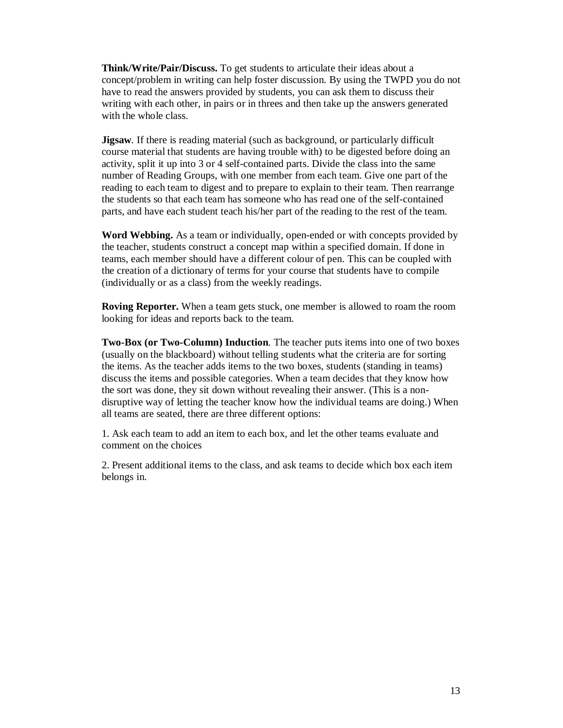**Think/Write/Pair/Discuss.** To get students to articulate their ideas about a concept/problem in writing can help foster discussion. By using the TWPD you do not have to read the answers provided by students, you can ask them to discuss their writing with each other, in pairs or in threes and then take up the answers generated with the whole class.

**Jigsaw**. If there is reading material (such as background, or particularly difficult course material that students are having trouble with) to be digested before doing an activity, split it up into 3 or 4 self-contained parts. Divide the class into the same number of Reading Groups, with one member from each team. Give one part of the reading to each team to digest and to prepare to explain to their team. Then rearrange the students so that each team has someone who has read one of the self-contained parts, and have each student teach his/her part of the reading to the rest of the team.

**Word Webbing.** As a team or individually, open-ended or with concepts provided by the teacher, students construct a concept map within a specified domain. If done in teams, each member should have a different colour of pen. This can be coupled with the creation of a dictionary of terms for your course that students have to compile (individually or as a class) from the weekly readings.

**Roving Reporter.** When a team gets stuck, one member is allowed to roam the room looking for ideas and reports back to the team.

**Two-Box (or Two-Column) Induction**. The teacher puts items into one of two boxes (usually on the blackboard) without telling students what the criteria are for sorting the items. As the teacher adds items to the two boxes, students (standing in teams) discuss the items and possible categories. When a team decides that they know how the sort was done, they sit down without revealing their answer. (This is a non-disruptive way of letting the teacher know how the individual teams are doing.) When all teams are seated, there are three different options:

1. Ask each team to add an item to each box, and let the other teams evaluate and comment on the choices

2. Present additional items to the class, and ask teams to decide which box each item belongs in.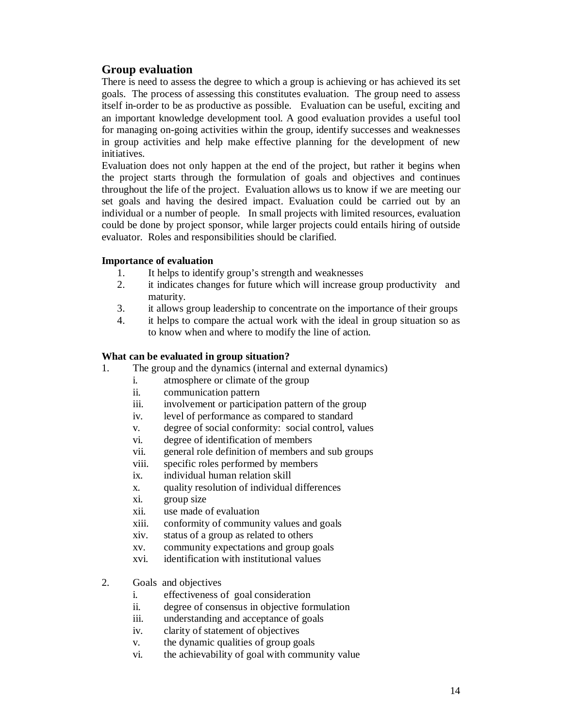## Group evaluation

There is need to assess the degree to which a group is achieving or has achieved its set goals. The process of assessing this constitutes evaluation. The group need to assess itself in-order to be as productive as possible. Evaluation can be useful, exciting and an important knowledge development tool. A good evaluation provides a useful tool for managing on-going activities within the group, identify successes and weaknesses in group activities and help make effective planning for the development of new initiatives.

Evaluation does not only happen at the end of the project, but rather it begins when the project starts through the formulation of goals and objectives and continues throughout the life of the project. Evaluation allows us to know if we are meeting our set goals and having the desired impact. Evaluation could be carried out by an individual or a number of people. In small projects with limited resources, evaluation could be done by project sponsor, while larger projects could entails hiring of outside evaluator. Roles and responsibilities should be clarified.

**Importance of evaluation**

1. It helps to identify group's strength and weaknesses
2. it indicates changes for future which will increase group productivity and maturity.
3. it allows group leadership to concentrate on the importance of their groups
4. it helps to compare the actual work with the ideal in group situation so as to know when and where to modify the line of action.

**What can be evaluated in group situation?**

1. The group and the dynamics (internal and external dynamics)
   - i. atmosphere or climate of the group
   - ii. communication pattern
   - iii. involvement or participation pattern of the group
   - iv. level of performance as compared to standard
   - v. degree of social conformity: social control, values
   - vi. degree of identification of members
   - vii. general role definition of members and sub groups
   - viii. specific roles performed by members
   - ix. individual human relation skill
   - x. quality resolution of individual differences
   - xi. group size
   - xii. use made of evaluation
   - xiii. conformity of community values and goals
   - xiv. status of a group as related to others
   - xv. community expectations and group goals
   - xvi. identification with institutional values

2. Goals and objectives
   - i. effectiveness of goal consideration
   - ii. degree of consensus in objective formulation
   - iii. understanding and acceptance of goals
   - iv. clarity of statement of objectives
   - v. the dynamic qualities of group goals
   - vi. the achievability of goal with community value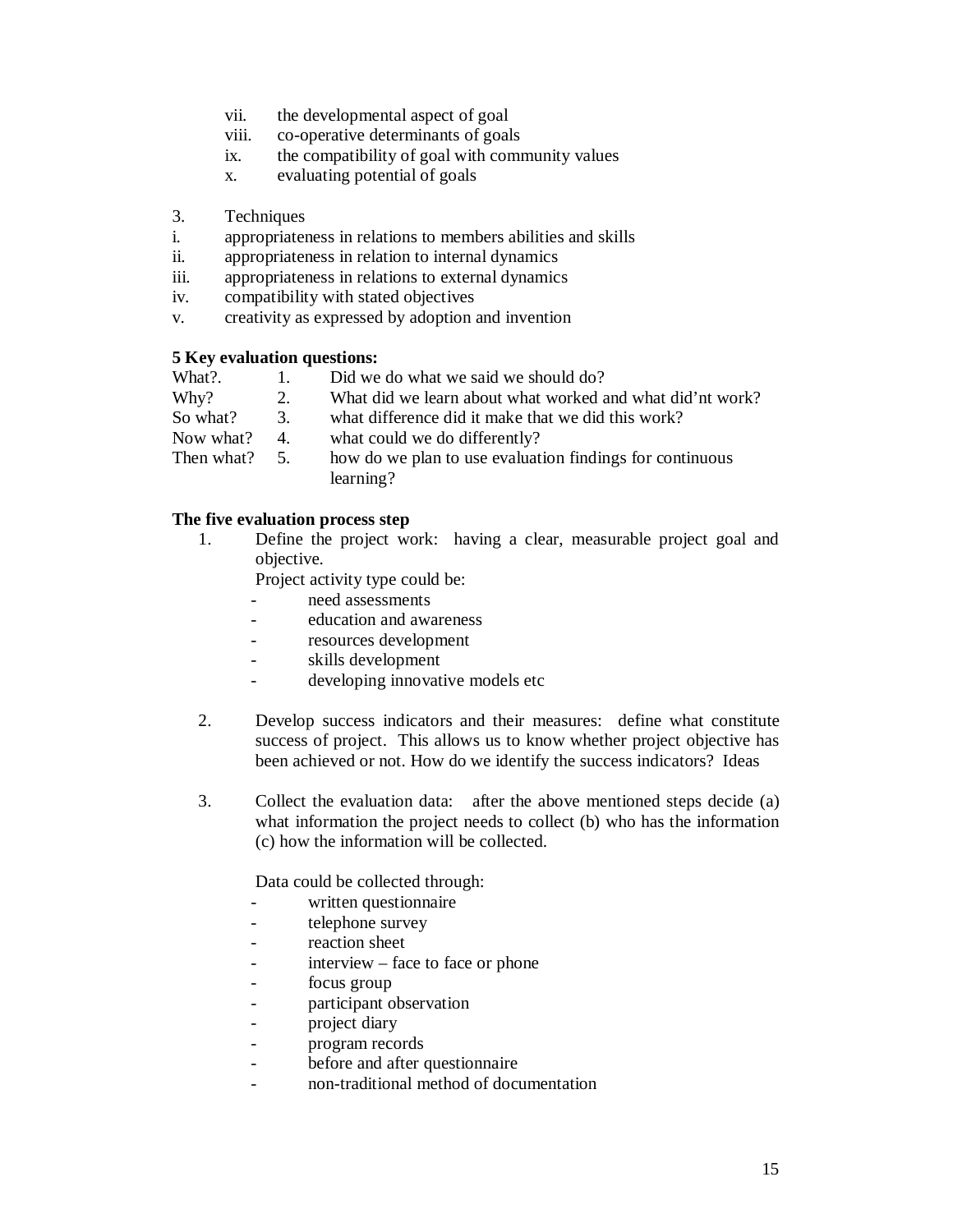vii. the developmental aspect of goal
viii. co-operative determinants of goals
ix. the compatibility of goal with community values
x. evaluating potential of goals

3. Techniques
i. appropriateness in relations to members abilities and skills
ii. appropriateness in relation to internal dynamics
iii. appropriateness in relations to external dynamics
iv. compatibility with stated objectives
v. creativity as expressed by adoption and invention

**5 Key evaluation questions:**

| | | |
|---|---|---|
| What?. | 1. | Did we do what we said we should do? |
| Why? | 2. | What did we learn about what worked and what did'nt work? |
| So what? | 3. | what difference did it make that we did this work? |
| Now what? | 4. | what could we do differently? |
| Then what? | 5. | how do we plan to use evaluation findings for continuous learning? |

**The five evaluation process step**

1. Define the project work: having a clear, measurable project goal and objective.

   Project activity type could be:
   - need assessments
   - education and awareness
   - resources development
   - skills development
   - developing innovative models etc

2. Develop success indicators and their measures: define what constitute success of project. This allows us to know whether project objective has been achieved or not. How do we identify the success indicators? Ideas

3. Collect the evaluation data: after the above mentioned steps decide (a) what information the project needs to collect (b) who has the information (c) how the information will be collected.

   Data could be collected through:
   - written questionnaire
   - telephone survey
   - reaction sheet
   - interview – face to face or phone
   - focus group
   - participant observation
   - project diary
   - program records
   - before and after questionnaire
   - non-traditional method of documentation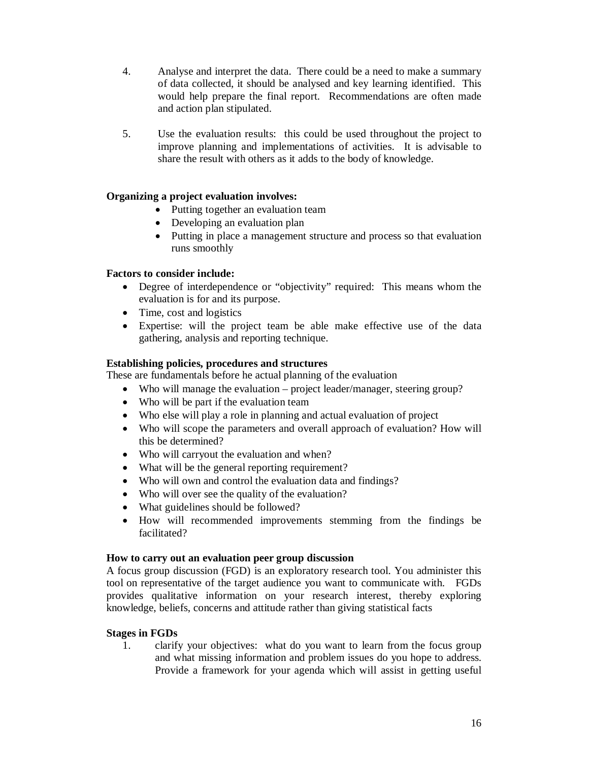4. Analyse and interpret the data. There could be a need to make a summary of data collected, it should be analysed and key learning identified. This would help prepare the final report. Recommendations are often made and action plan stipulated.

5. Use the evaluation results: this could be used throughout the project to improve planning and implementations of activities. It is advisable to share the result with others as it adds to the body of knowledge.

**Organizing a project evaluation involves:**

- Putting together an evaluation team
- Developing an evaluation plan
- Putting in place a management structure and process so that evaluation runs smoothly

**Factors to consider include:**

- Degree of interdependence or "objectivity" required: This means whom the evaluation is for and its purpose.
- Time, cost and logistics
- Expertise: will the project team be able make effective use of the data gathering, analysis and reporting technique.

**Establishing policies, procedures and structures**

These are fundamentals before he actual planning of the evaluation

- Who will manage the evaluation – project leader/manager, steering group?
- Who will be part if the evaluation team
- Who else will play a role in planning and actual evaluation of project
- Who will scope the parameters and overall approach of evaluation? How will this be determined?
- Who will carryout the evaluation and when?
- What will be the general reporting requirement?
- Who will own and control the evaluation data and findings?
- Who will over see the quality of the evaluation?
- What guidelines should be followed?
- How will recommended improvements stemming from the findings be facilitated?

**How to carry out an evaluation peer group discussion**

A focus group discussion (FGD) is an exploratory research tool. You administer this tool on representative of the target audience you want to communicate with. FGDs provides qualitative information on your research interest, thereby exploring knowledge, beliefs, concerns and attitude rather than giving statistical facts

**Stages in FGDs**

1. clarify your objectives: what do you want to learn from the focus group and what missing information and problem issues do you hope to address. Provide a framework for your agenda which will assist in getting useful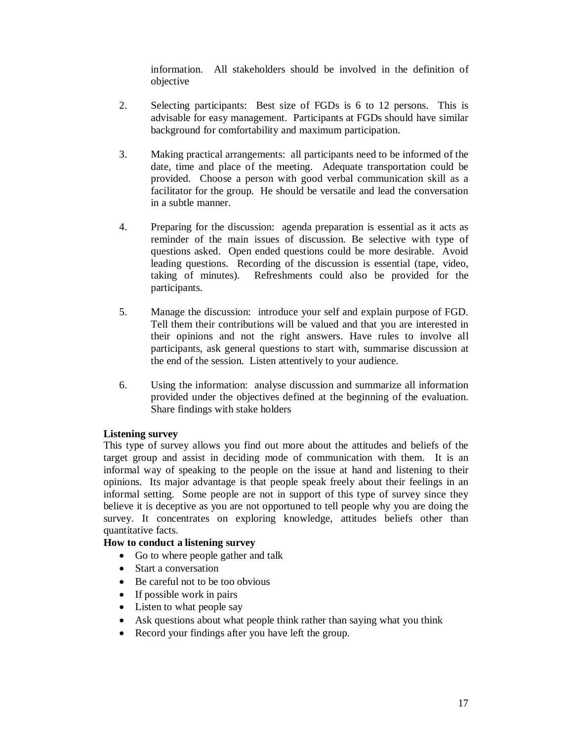information. All stakeholders should be involved in the definition of objective

2. Selecting participants: Best size of FGDs is 6 to 12 persons. This is advisable for easy management. Participants at FGDs should have similar background for comfortability and maximum participation.

3. Making practical arrangements: all participants need to be informed of the date, time and place of the meeting. Adequate transportation could be provided. Choose a person with good verbal communication skill as a facilitator for the group. He should be versatile and lead the conversation in a subtle manner.

4. Preparing for the discussion: agenda preparation is essential as it acts as reminder of the main issues of discussion. Be selective with type of questions asked. Open ended questions could be more desirable. Avoid leading questions. Recording of the discussion is essential (tape, video, taking of minutes). Refreshments could also be provided for the participants.

5. Manage the discussion: introduce your self and explain purpose of FGD. Tell them their contributions will be valued and that you are interested in their opinions and not the right answers. Have rules to involve all participants, ask general questions to start with, summarise discussion at the end of the session. Listen attentively to your audience.

6. Using the information: analyse discussion and summarize all information provided under the objectives defined at the beginning of the evaluation. Share findings with stake holders

**Listening survey**

This type of survey allows you find out more about the attitudes and beliefs of the target group and assist in deciding mode of communication with them. It is an informal way of speaking to the people on the issue at hand and listening to their opinions. Its major advantage is that people speak freely about their feelings in an informal setting. Some people are not in support of this type of survey since they believe it is deceptive as you are not opportuned to tell people why you are doing the survey. It concentrates on exploring knowledge, attitudes beliefs other than quantitative facts.

**How to conduct a listening survey**

- Go to where people gather and talk
- Start a conversation
- Be careful not to be too obvious
- If possible work in pairs
- Listen to what people say
- Ask questions about what people think rather than saying what you think
- Record your findings after you have left the group.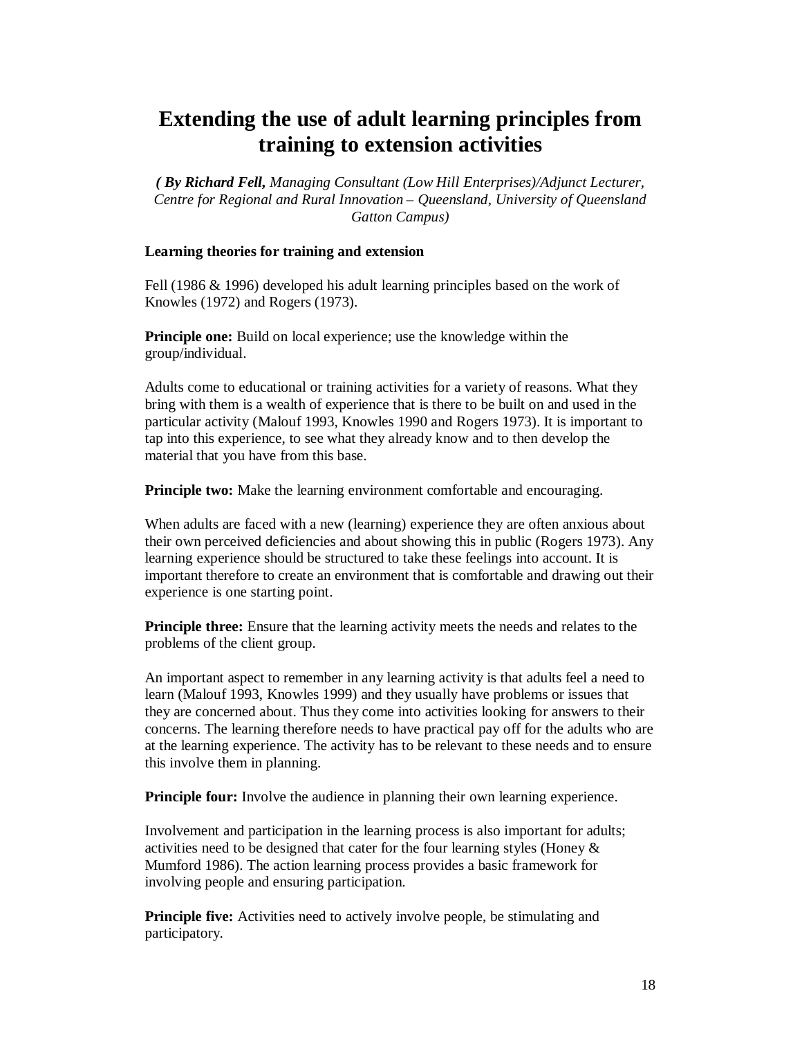# Extending the use of adult learning principles from training to extension activities

***( By Richard Fell,** Managing Consultant (Low Hill Enterprises)/Adjunct Lecturer, Centre for Regional and Rural Innovation – Queensland, University of Queensland Gatton Campus)*

**Learning theories for training and extension**

Fell (1986 & 1996) developed his adult learning principles based on the work of Knowles (1972) and Rogers (1973).

**Principle one:** Build on local experience; use the knowledge within the group/individual.

Adults come to educational or training activities for a variety of reasons. What they bring with them is a wealth of experience that is there to be built on and used in the particular activity (Malouf 1993, Knowles 1990 and Rogers 1973). It is important to tap into this experience, to see what they already know and to then develop the material that you have from this base.

**Principle two:** Make the learning environment comfortable and encouraging.

When adults are faced with a new (learning) experience they are often anxious about their own perceived deficiencies and about showing this in public (Rogers 1973). Any learning experience should be structured to take these feelings into account. It is important therefore to create an environment that is comfortable and drawing out their experience is one starting point.

**Principle three:** Ensure that the learning activity meets the needs and relates to the problems of the client group.

An important aspect to remember in any learning activity is that adults feel a need to learn (Malouf 1993, Knowles 1999) and they usually have problems or issues that they are concerned about. Thus they come into activities looking for answers to their concerns. The learning therefore needs to have practical pay off for the adults who are at the learning experience. The activity has to be relevant to these needs and to ensure this involve them in planning.

**Principle four:** Involve the audience in planning their own learning experience.

Involvement and participation in the learning process is also important for adults; activities need to be designed that cater for the four learning styles (Honey & Mumford 1986). The action learning process provides a basic framework for involving people and ensuring participation.

**Principle five:** Activities need to actively involve people, be stimulating and participatory.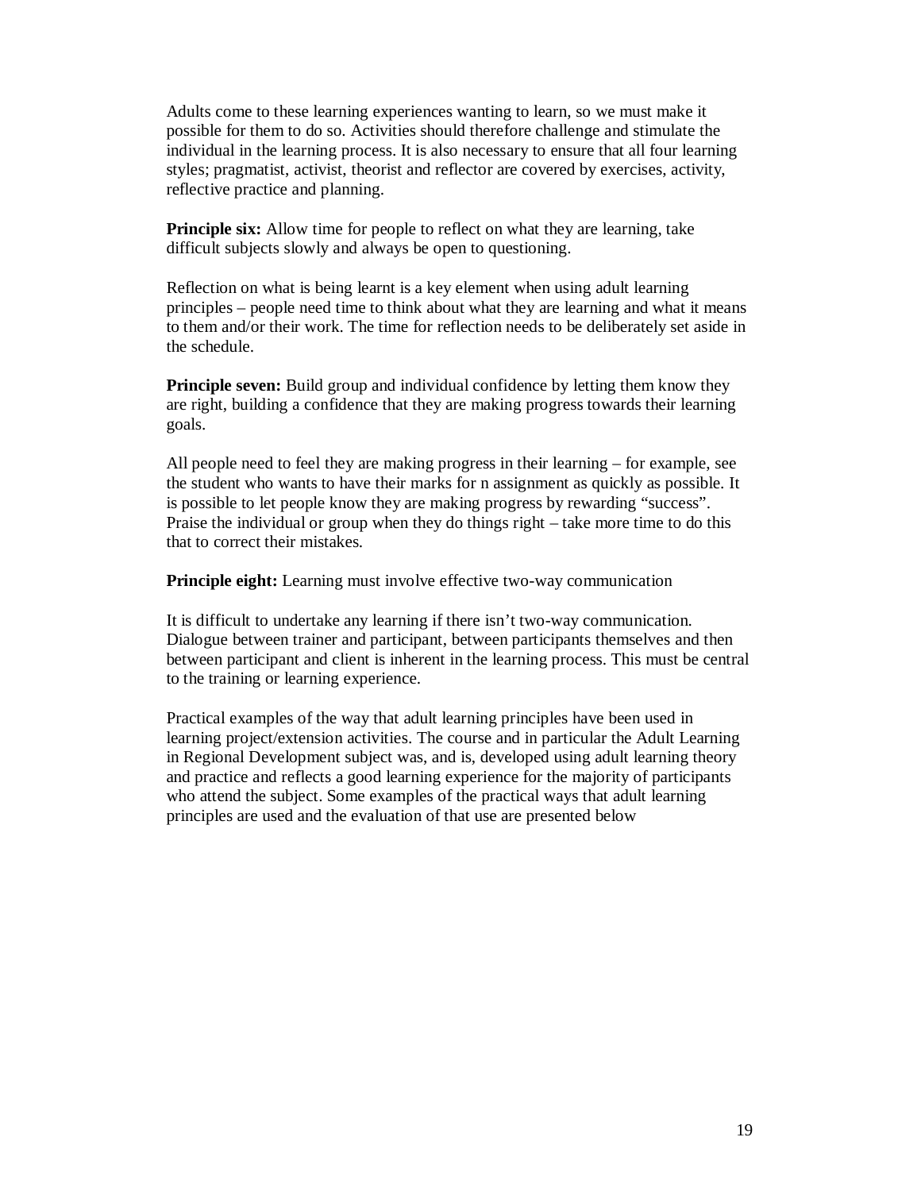Adults come to these learning experiences wanting to learn, so we must make it possible for them to do so. Activities should therefore challenge and stimulate the individual in the learning process. It is also necessary to ensure that all four learning styles; pragmatist, activist, theorist and reflector are covered by exercises, activity, reflective practice and planning.

**Principle six:** Allow time for people to reflect on what they are learning, take difficult subjects slowly and always be open to questioning.

Reflection on what is being learnt is a key element when using adult learning principles – people need time to think about what they are learning and what it means to them and/or their work. The time for reflection needs to be deliberately set aside in the schedule.

**Principle seven:** Build group and individual confidence by letting them know they are right, building a confidence that they are making progress towards their learning goals.

All people need to feel they are making progress in their learning – for example, see the student who wants to have their marks for n assignment as quickly as possible. It is possible to let people know they are making progress by rewarding "success". Praise the individual or group when they do things right – take more time to do this that to correct their mistakes.

**Principle eight:** Learning must involve effective two-way communication

It is difficult to undertake any learning if there isn't two-way communication. Dialogue between trainer and participant, between participants themselves and then between participant and client is inherent in the learning process. This must be central to the training or learning experience.

Practical examples of the way that adult learning principles have been used in learning project/extension activities. The course and in particular the Adult Learning in Regional Development subject was, and is, developed using adult learning theory and practice and reflects a good learning experience for the majority of participants who attend the subject. Some examples of the practical ways that adult learning principles are used and the evaluation of that use are presented below